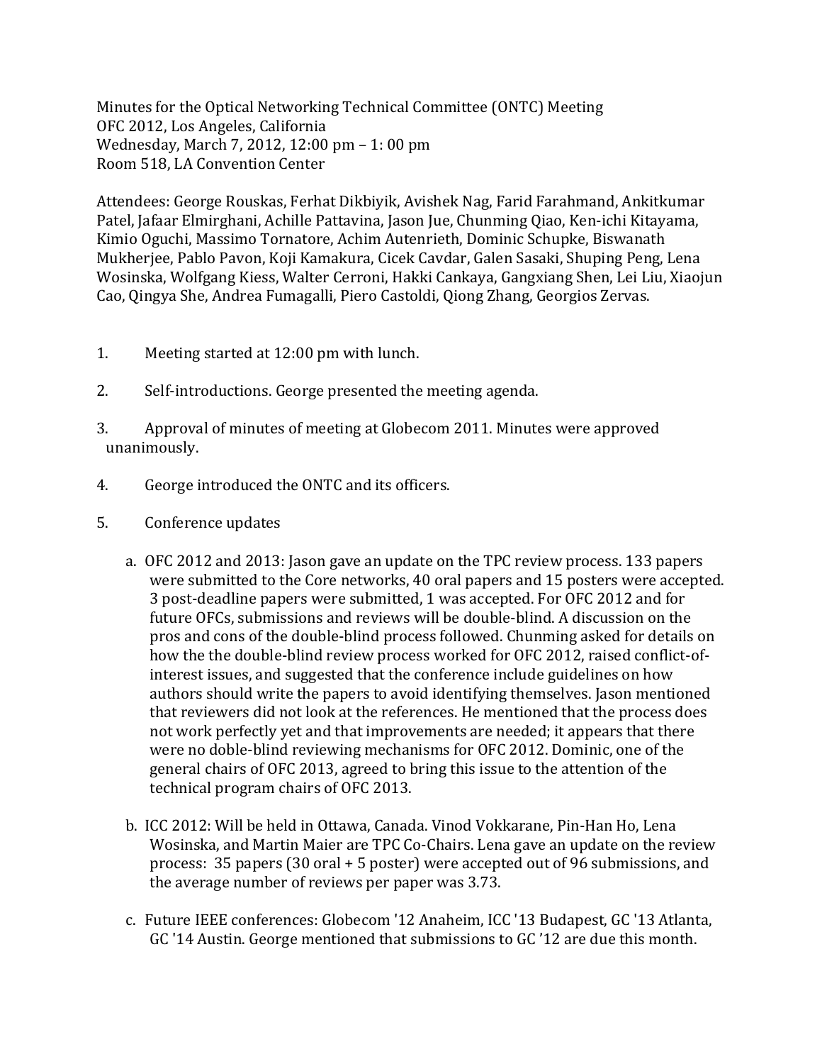Minutes for the Optical Networking Technical Committee (ONTC) Meeting
OFC 2012, Los Angeles, California
Wednesday, March 7, 2012, 12:00 pm – 1: 00 pm
Room 518, LA Convention Center

Attendees: George Rouskas, Ferhat Dikbiyik, Avishek Nag, Farid Farahmand, Ankitkumar Patel, Jafaar Elmirghani, Achille Pattavina, Jason Jue, Chunming Qiao, Ken-ichi Kitayama, Kimio Oguchi, Massimo Tornatore, Achim Autenrieth, Dominic Schupke, Biswanath Mukherjee, Pablo Pavon, Koji Kamakura, Cicek Cavdar, Galen Sasaki, Shuping Peng, Lena Wosinska, Wolfgang Kiess, Walter Cerroni, Hakki Cankaya, Gangxiang Shen, Lei Liu, Xiaojun Cao, Qingya She, Andrea Fumagalli, Piero Castoldi, Qiong Zhang, Georgios Zervas.

1. Meeting started at 12:00 pm with lunch.

2. Self-introductions. George presented the meeting agenda.

3. Approval of minutes of meeting at Globecom 2011. Minutes were approved unanimously.

4. George introduced the ONTC and its officers.

5. Conference updates

   a. OFC 2012 and 2013: Jason gave an update on the TPC review process. 133 papers were submitted to the Core networks, 40 oral papers and 15 posters were accepted. 3 post-deadline papers were submitted, 1 was accepted. For OFC 2012 and for future OFCs, submissions and reviews will be double-blind. A discussion on the pros and cons of the double-blind process followed. Chunming asked for details on how the the double-blind review process worked for OFC 2012, raised conflict-of-interest issues, and suggested that the conference include guidelines on how authors should write the papers to avoid identifying themselves. Jason mentioned that reviewers did not look at the references. He mentioned that the process does not work perfectly yet and that improvements are needed; it appears that there were no doble-blind reviewing mechanisms for OFC 2012. Dominic, one of the general chairs of OFC 2013, agreed to bring this issue to the attention of the technical program chairs of OFC 2013.

   b. ICC 2012: Will be held in Ottawa, Canada. Vinod Vokkarane, Pin-Han Ho, Lena Wosinska, and Martin Maier are TPC Co-Chairs. Lena gave an update on the review process: 35 papers (30 oral + 5 poster) were accepted out of 96 submissions, and the average number of reviews per paper was 3.73.

   c. Future IEEE conferences: Globecom '12 Anaheim, ICC '13 Budapest, GC '13 Atlanta, GC '14 Austin. George mentioned that submissions to GC '12 are due this month.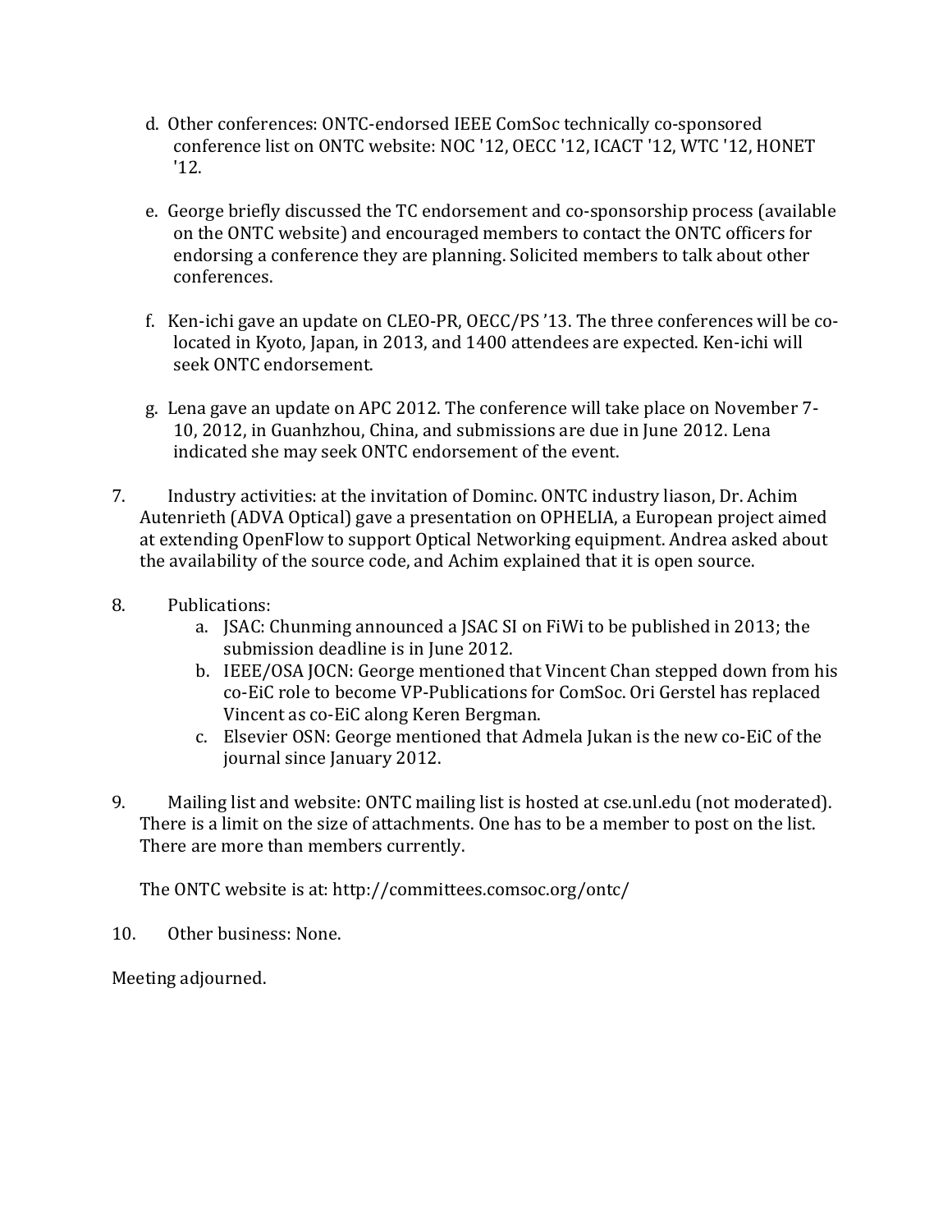d. Other conferences: ONTC-endorsed IEEE ComSoc technically co-sponsored conference list on ONTC website: NOC '12, OECC '12, ICACT '12, WTC '12, HONET '12.

e. George briefly discussed the TC endorsement and co-sponsorship process (available on the ONTC website) and encouraged members to contact the ONTC officers for endorsing a conference they are planning. Solicited members to talk about other conferences.

f. Ken-ichi gave an update on CLEO-PR, OECC/PS '13. The three conferences will be co-located in Kyoto, Japan, in 2013, and 1400 attendees are expected. Ken-ichi will seek ONTC endorsement.

g. Lena gave an update on APC 2012. The conference will take place on November 7-10, 2012, in Guanhzhou, China, and submissions are due in June 2012. Lena indicated she may seek ONTC endorsement of the event.

7. Industry activities: at the invitation of Dominc. ONTC industry liason, Dr. Achim Autenrieth (ADVA Optical) gave a presentation on OPHELIA, a European project aimed at extending OpenFlow to support Optical Networking equipment. Andrea asked about the availability of the source code, and Achim explained that it is open source.

8. Publications:
   a. JSAC: Chunming announced a JSAC SI on FiWi to be published in 2013; the submission deadline is in June 2012.
   b. IEEE/OSA JOCN: George mentioned that Vincent Chan stepped down from his co-EiC role to become VP-Publications for ComSoc. Ori Gerstel has replaced Vincent as co-EiC along Keren Bergman.
   c. Elsevier OSN: George mentioned that Admela Jukan is the new co-EiC of the journal since January 2012.

9. Mailing list and website: ONTC mailing list is hosted at cse.unl.edu (not moderated). There is a limit on the size of attachments. One has to be a member to post on the list. There are more than members currently.

   The ONTC website is at: http://committees.comsoc.org/ontc/

10. Other business: None.

Meeting adjourned.